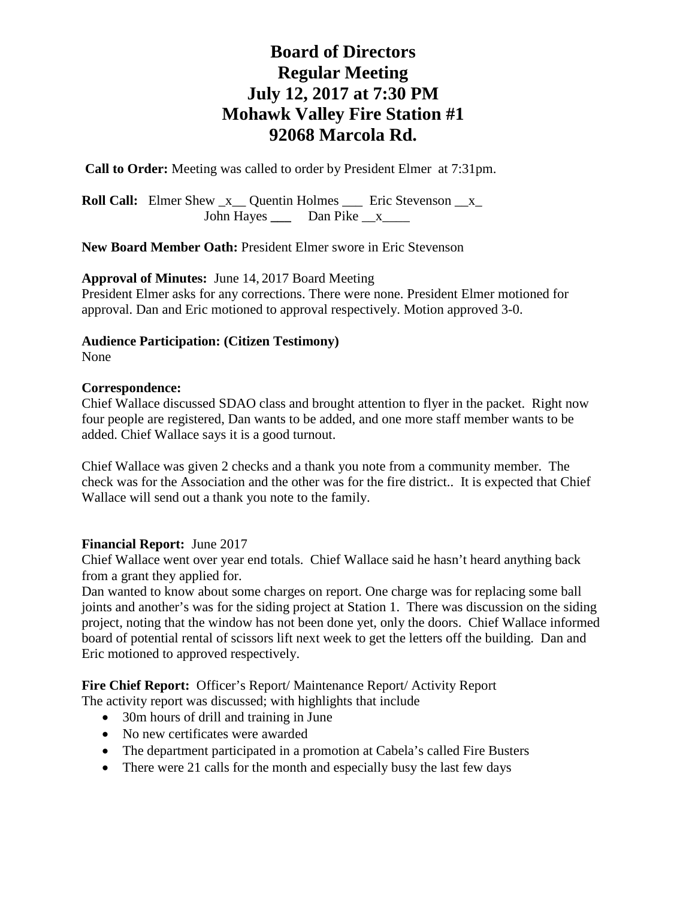# Board of Directors
# Regular Meeting
# July 12, 2017 at 7:30 PM
# Mohawk Valley Fire Station #1
# 92068 Marcola Rd.

**Call to Order:** Meeting was called to order by President Elmer at 7:31pm.

**Roll Call:** Elmer Shew _x__ Quentin Holmes ___ Eric Stevenson __x_
John Hayes ___ Dan Pike __x____

**New Board Member Oath:** President Elmer swore in Eric Stevenson

**Approval of Minutes:** June 14, 2017 Board Meeting
President Elmer asks for any corrections. There were none. President Elmer motioned for approval. Dan and Eric motioned to approval respectively. Motion approved 3-0.

**Audience Participation: (Citizen Testimony)**
None

**Correspondence:**
Chief Wallace discussed SDAO class and brought attention to flyer in the packet. Right now four people are registered, Dan wants to be added, and one more staff member wants to be added. Chief Wallace says it is a good turnout.

Chief Wallace was given 2 checks and a thank you note from a community member. The check was for the Association and the other was for the fire district.. It is expected that Chief Wallace will send out a thank you note to the family.

**Financial Report:** June 2017
Chief Wallace went over year end totals. Chief Wallace said he hasn't heard anything back from a grant they applied for.
Dan wanted to know about some charges on report. One charge was for replacing some ball joints and another's was for the siding project at Station 1. There was discussion on the siding project, noting that the window has not been done yet, only the doors. Chief Wallace informed board of potential rental of scissors lift next week to get the letters off the building. Dan and Eric motioned to approved respectively.

**Fire Chief Report:** Officer's Report/ Maintenance Report/ Activity Report
The activity report was discussed; with highlights that include

- 30m hours of drill and training in June
- No new certificates were awarded
- The department participated in a promotion at Cabela's called Fire Busters
- There were 21 calls for the month and especially busy the last few days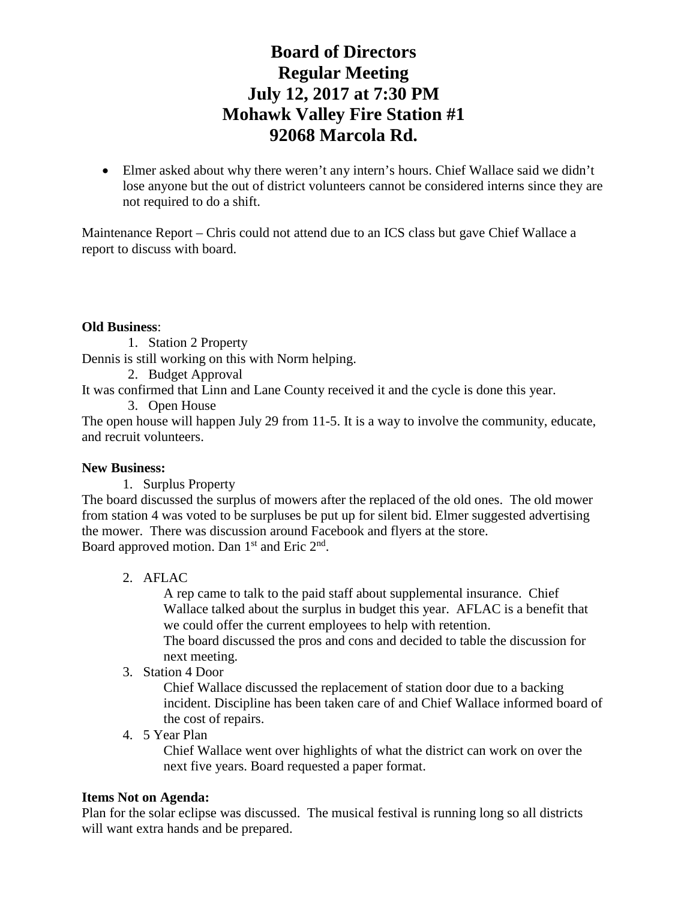# Board of Directors
# Regular Meeting
# July 12, 2017 at 7:30 PM
# Mohawk Valley Fire Station #1
# 92068 Marcola Rd.

- Elmer asked about why there weren't any intern's hours. Chief Wallace said we didn't lose anyone but the out of district volunteers cannot be considered interns since they are not required to do a shift.

Maintenance Report – Chris could not attend due to an ICS class but gave Chief Wallace a report to discuss with board.

**Old Business**:

1. Station 2 Property

Dennis is still working on this with Norm helping.

2. Budget Approval

It was confirmed that Linn and Lane County received it and the cycle is done this year.

3. Open House

The open house will happen July 29 from 11-5. It is a way to involve the community, educate, and recruit volunteers.

**New Business:**

1. Surplus Property

The board discussed the surplus of mowers after the replaced of the old ones. The old mower from station 4 was voted to be surpluses be put up for silent bid. Elmer suggested advertising the mower. There was discussion around Facebook and flyers at the store.
Board approved motion. Dan 1st and Eric 2nd.

2. AFLAC

   A rep came to talk to the paid staff about supplemental insurance. Chief Wallace talked about the surplus in budget this year. AFLAC is a benefit that we could offer the current employees to help with retention.
   The board discussed the pros and cons and decided to table the discussion for next meeting.

3. Station 4 Door

   Chief Wallace discussed the replacement of station door due to a backing incident. Discipline has been taken care of and Chief Wallace informed board of the cost of repairs.

4. 5 Year Plan

   Chief Wallace went over highlights of what the district can work on over the next five years. Board requested a paper format.

**Items Not on Agenda:**

Plan for the solar eclipse was discussed. The musical festival is running long so all districts will want extra hands and be prepared.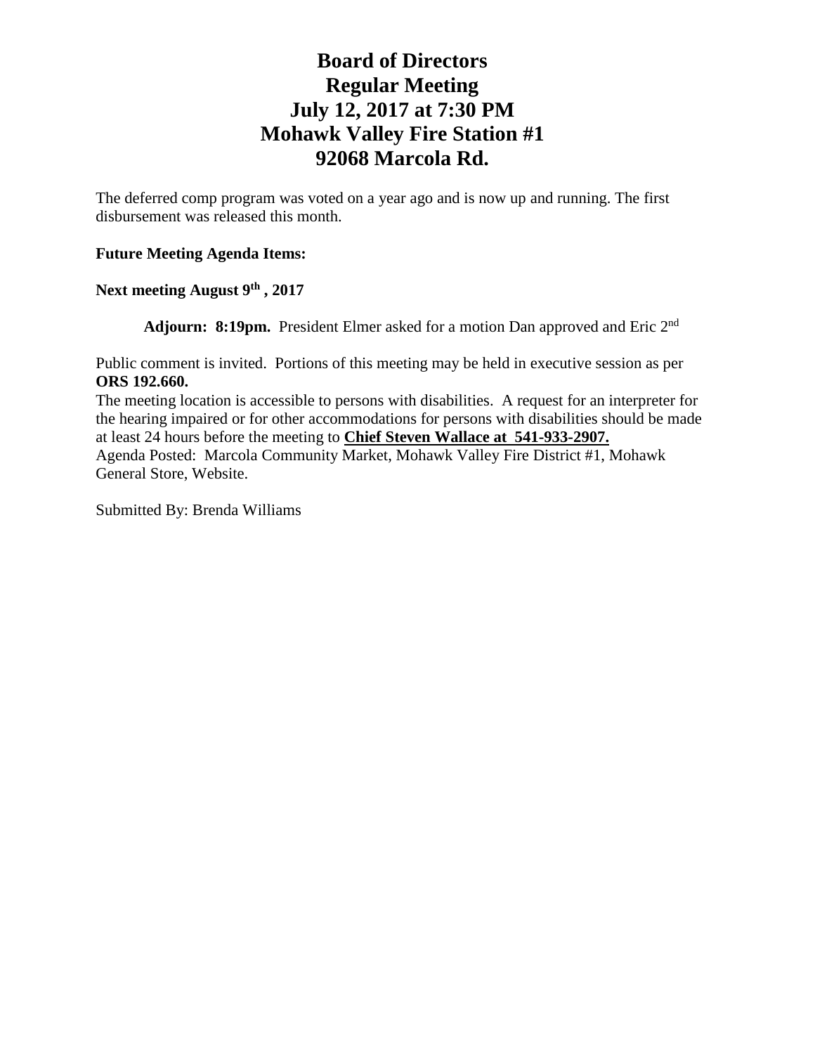# Board of Directors
# Regular Meeting
# July 12, 2017 at 7:30 PM
# Mohawk Valley Fire Station #1
# 92068 Marcola Rd.

The deferred comp program was voted on a year ago and is now up and running. The first disbursement was released this month.

**Future Meeting Agenda Items:**

**Next meeting August 9th , 2017**

**Adjourn: 8:19pm.** President Elmer asked for a motion Dan approved and Eric 2nd

Public comment is invited. Portions of this meeting may be held in executive session as per **ORS 192.660.**
The meeting location is accessible to persons with disabilities. A request for an interpreter for the hearing impaired or for other accommodations for persons with disabilities should be made at least 24 hours before the meeting to **Chief Steven Wallace at 541-933-2907.**
Agenda Posted: Marcola Community Market, Mohawk Valley Fire District #1, Mohawk General Store, Website.

Submitted By: Brenda Williams